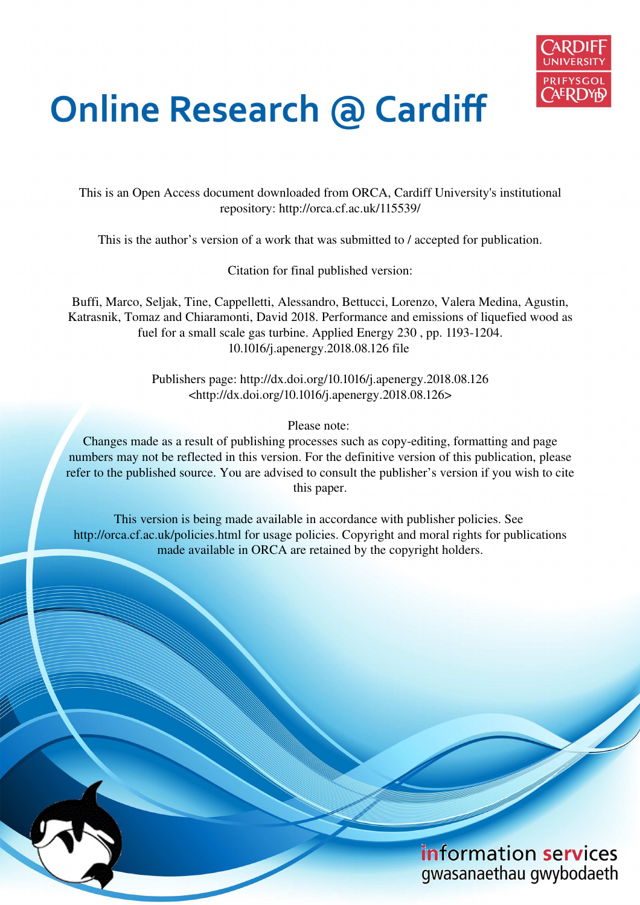# Online Research @ Cardiff

This is an Open Access document downloaded from ORCA, Cardiff University's institutional repository: http://orca.cf.ac.uk/115539/

This is the author's version of a work that was submitted to / accepted for publication.

Citation for final published version:

Buffi, Marco, Seljak, Tine, Cappelletti, Alessandro, Bettucci, Lorenzo, Valera Medina, Agustin, Katrasnik, Tomaz and Chiaramonti, David 2018. Performance and emissions of liquefied wood as fuel for a small scale gas turbine. Applied Energy 230 , pp. 1193-1204. 10.1016/j.apenergy.2018.08.126 file

Publishers page: http://dx.doi.org/10.1016/j.apenergy.2018.08.126 <http://dx.doi.org/10.1016/j.apenergy.2018.08.126>

Please note:
Changes made as a result of publishing processes such as copy-editing, formatting and page numbers may not be reflected in this version. For the definitive version of this publication, please refer to the published source. You are advised to consult the publisher's version if you wish to cite this paper.

This version is being made available in accordance with publisher policies. See http://orca.cf.ac.uk/policies.html for usage policies. Copyright and moral rights for publications made available in ORCA are retained by the copyright holders.

information services
gwasanaethau gwybodaeth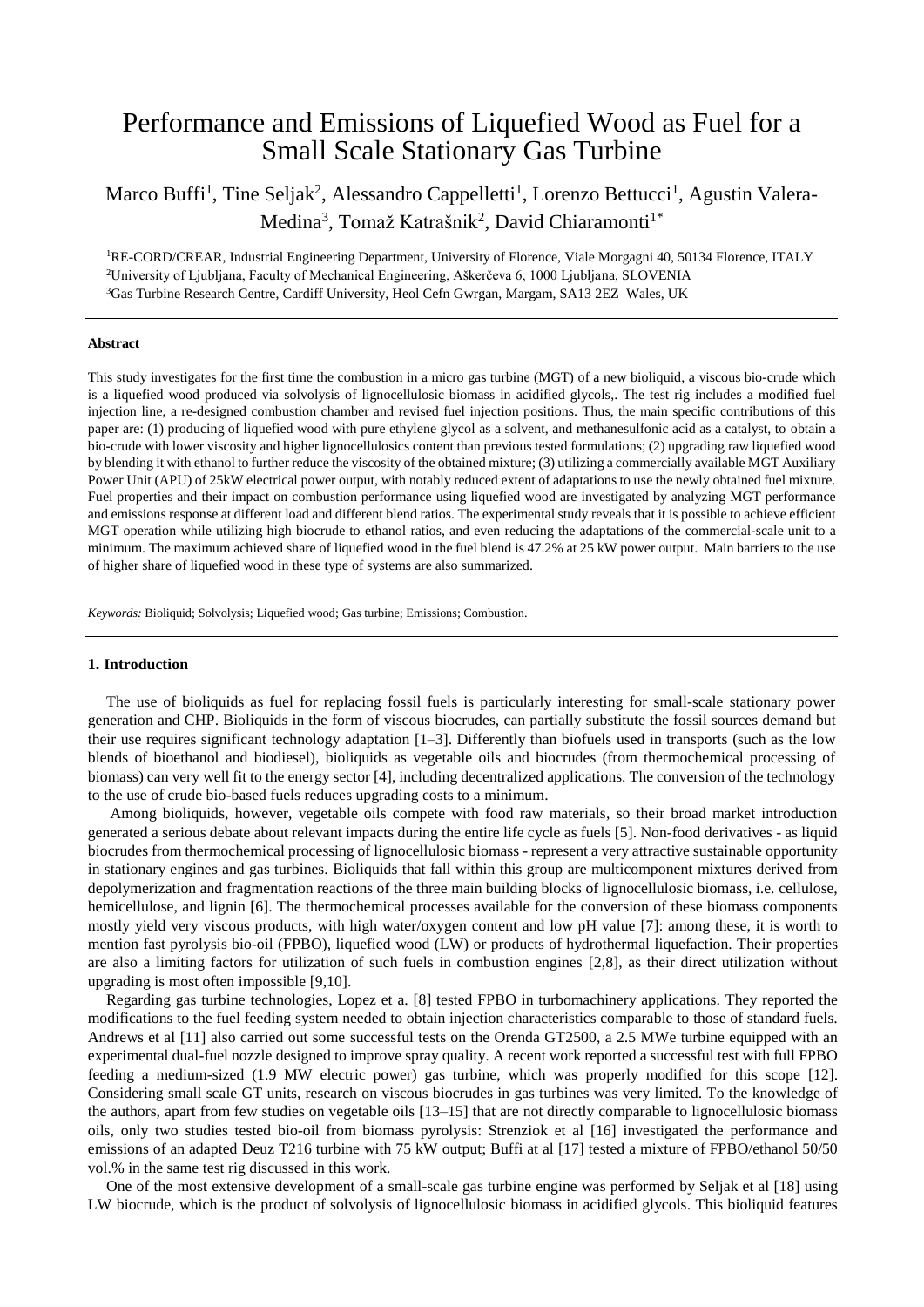# Performance and Emissions of Liquefied Wood as Fuel for a Small Scale Stationary Gas Turbine

Marco Buffi[1], Tine Seljak[2], Alessandro Cappelletti[1], Lorenzo Bettucci[1], Agustin Valera-Medina[3], Tomaž Katrašnik[2], David Chiaramonti[1*]

[1]RE-CORD/CREAR, Industrial Engineering Department, University of Florence, Viale Morgagni 40, 50134 Florence, ITALY
[2]University of Ljubljana, Faculty of Mechanical Engineering, Aškerčeva 6, 1000 Ljubljana, SLOVENIA
[3]Gas Turbine Research Centre, Cardiff University, Heol Cefn Gwrgan, Margam, SA13 2EZ Wales, UK

---

**Abstract**

This study investigates for the first time the combustion in a micro gas turbine (MGT) of a new bioliquid, a viscous bio-crude which is a liquefied wood produced via solvolysis of lignocellulosic biomass in acidified glycols,. The test rig includes a modified fuel injection line, a re-designed combustion chamber and revised fuel injection positions. Thus, the main specific contributions of this paper are: (1) producing of liquefied wood with pure ethylene glycol as a solvent, and methanesulfonic acid as a catalyst, to obtain a bio-crude with lower viscosity and higher lignocellulosics content than previous tested formulations; (2) upgrading raw liquefied wood by blending it with ethanol to further reduce the viscosity of the obtained mixture; (3) utilizing a commercially available MGT Auxiliary Power Unit (APU) of 25kW electrical power output, with notably reduced extent of adaptations to use the newly obtained fuel mixture. Fuel properties and their impact on combustion performance using liquefied wood are investigated by analyzing MGT performance and emissions response at different load and different blend ratios. The experimental study reveals that it is possible to achieve efficient MGT operation while utilizing high biocrude to ethanol ratios, and even reducing the adaptations of the commercial-scale unit to a minimum. The maximum achieved share of liquefied wood in the fuel blend is 47.2% at 25 kW power output. Main barriers to the use of higher share of liquefied wood in these type of systems are also summarized.

*Keywords:* Bioliquid; Solvolysis; Liquefied wood; Gas turbine; Emissions; Combustion.

---

## 1. Introduction

The use of bioliquids as fuel for replacing fossil fuels is particularly interesting for small-scale stationary power generation and CHP. Bioliquids in the form of viscous biocrudes, can partially substitute the fossil sources demand but their use requires significant technology adaptation [1–3]. Differently than biofuels used in transports (such as the low blends of bioethanol and biodiesel), bioliquids as vegetable oils and biocrudes (from thermochemical processing of biomass) can very well fit to the energy sector [4], including decentralized applications. The conversion of the technology to the use of crude bio-based fuels reduces upgrading costs to a minimum.

Among bioliquids, however, vegetable oils compete with food raw materials, so their broad market introduction generated a serious debate about relevant impacts during the entire life cycle as fuels [5]. Non-food derivatives - as liquid biocrudes from thermochemical processing of lignocellulosic biomass - represent a very attractive sustainable opportunity in stationary engines and gas turbines. Bioliquids that fall within this group are multicomponent mixtures derived from depolymerization and fragmentation reactions of the three main building blocks of lignocellulosic biomass, i.e. cellulose, hemicellulose, and lignin [6]. The thermochemical processes available for the conversion of these biomass components mostly yield very viscous products, with high water/oxygen content and low pH value [7]: among these, it is worth to mention fast pyrolysis bio-oil (FPBO), liquefied wood (LW) or products of hydrothermal liquefaction. Their properties are also a limiting factors for utilization of such fuels in combustion engines [2,8], as their direct utilization without upgrading is most often impossible [9,10].

Regarding gas turbine technologies, Lopez et a. [8] tested FPBO in turbomachinery applications. They reported the modifications to the fuel feeding system needed to obtain injection characteristics comparable to those of standard fuels. Andrews et al [11] also carried out some successful tests on the Orenda GT2500, a 2.5 MWe turbine equipped with an experimental dual-fuel nozzle designed to improve spray quality. A recent work reported a successful test with full FPBO feeding a medium-sized (1.9 MW electric power) gas turbine, which was properly modified for this scope [12]. Considering small scale GT units, research on viscous biocrudes in gas turbines was very limited. To the knowledge of the authors, apart from few studies on vegetable oils [13–15] that are not directly comparable to lignocellulosic biomass oils, only two studies tested bio-oil from biomass pyrolysis: Strenziok et al [16] investigated the performance and emissions of an adapted Deuz T216 turbine with 75 kW output; Buffi at al [17] tested a mixture of FPBO/ethanol 50/50 vol.% in the same test rig discussed in this work.

One of the most extensive development of a small-scale gas turbine engine was performed by Seljak et al [18] using LW biocrude, which is the product of solvolysis of lignocellulosic biomass in acidified glycols. This bioliquid features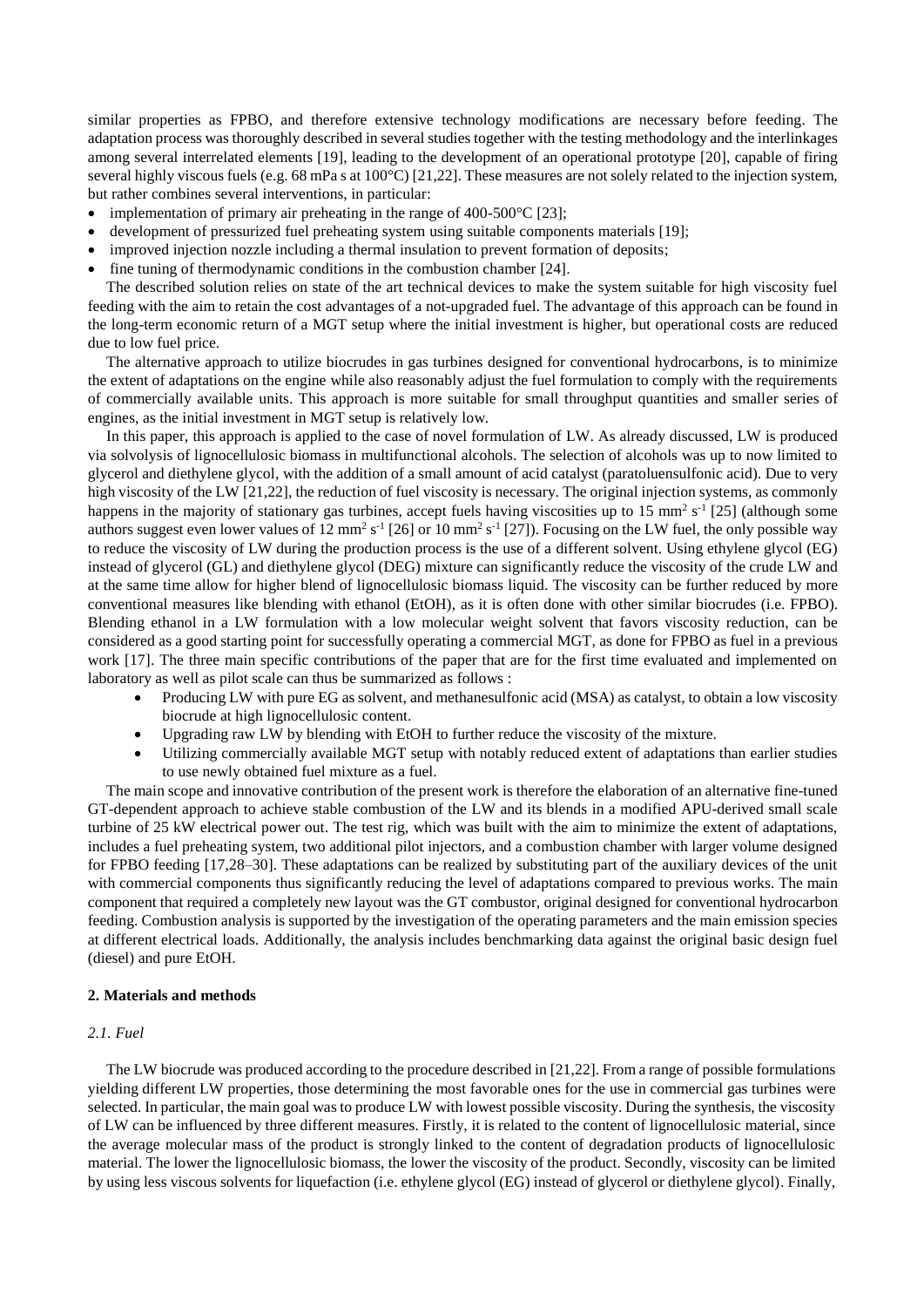similar properties as FPBO, and therefore extensive technology modifications are necessary before feeding. The adaptation process was thoroughly described in several studies together with the testing methodology and the interlinkages among several interrelated elements [19], leading to the development of an operational prototype [20], capable of firing several highly viscous fuels (e.g. 68 mPa s at 100°C) [21,22]. These measures are not solely related to the injection system, but rather combines several interventions, in particular:

- implementation of primary air preheating in the range of 400-500°C [23];
- development of pressurized fuel preheating system using suitable components materials [19];
- improved injection nozzle including a thermal insulation to prevent formation of deposits;
- fine tuning of thermodynamic conditions in the combustion chamber [24].

The described solution relies on state of the art technical devices to make the system suitable for high viscosity fuel feeding with the aim to retain the cost advantages of a not-upgraded fuel. The advantage of this approach can be found in the long-term economic return of a MGT setup where the initial investment is higher, but operational costs are reduced due to low fuel price.

The alternative approach to utilize biocrudes in gas turbines designed for conventional hydrocarbons, is to minimize the extent of adaptations on the engine while also reasonably adjust the fuel formulation to comply with the requirements of commercially available units. This approach is more suitable for small throughput quantities and smaller series of engines, as the initial investment in MGT setup is relatively low.

In this paper, this approach is applied to the case of novel formulation of LW. As already discussed, LW is produced via solvolysis of lignocellulosic biomass in multifunctional alcohols. The selection of alcohols was up to now limited to glycerol and diethylene glycol, with the addition of a small amount of acid catalyst (paratoluensulfonic acid). Due to very high viscosity of the LW [21,22], the reduction of fuel viscosity is necessary. The original injection systems, as commonly happens in the majority of stationary gas turbines, accept fuels having viscosities up to 15 $mm^2 s^{-1}$ [25] (although some authors suggest even lower values of 12 $mm^2 s^{-1}$ [26] or 10 $mm^2 s^{-1}$ [27]). Focusing on the LW fuel, the only possible way to reduce the viscosity of LW during the production process is the use of a different solvent. Using ethylene glycol (EG) instead of glycerol (GL) and diethylene glycol (DEG) mixture can significantly reduce the viscosity of the crude LW and at the same time allow for higher blend of lignocellulosic biomass liquid. The viscosity can be further reduced by more conventional measures like blending with ethanol (EtOH), as it is often done with other similar biocrudes (i.e. FPBO). Blending ethanol in a LW formulation with a low molecular weight solvent that favors viscosity reduction, can be considered as a good starting point for successfully operating a commercial MGT, as done for FPBO as fuel in a previous work [17]. The three main specific contributions of the paper that are for the first time evaluated and implemented on laboratory as well as pilot scale can thus be summarized as follows :

- Producing LW with pure EG as solvent, and methanesulfonic acid (MSA) as catalyst, to obtain a low viscosity biocrude at high lignocellulosic content.
- Upgrading raw LW by blending with EtOH to further reduce the viscosity of the mixture.
- Utilizing commercially available MGT setup with notably reduced extent of adaptations than earlier studies to use newly obtained fuel mixture as a fuel.

The main scope and innovative contribution of the present work is therefore the elaboration of an alternative fine-tuned GT-dependent approach to achieve stable combustion of the LW and its blends in a modified APU-derived small scale turbine of 25 kW electrical power out. The test rig, which was built with the aim to minimize the extent of adaptations, includes a fuel preheating system, two additional pilot injectors, and a combustion chamber with larger volume designed for FPBO feeding [17,28–30]. These adaptations can be realized by substituting part of the auxiliary devices of the unit with commercial components thus significantly reducing the level of adaptations compared to previous works. The main component that required a completely new layout was the GT combustor, original designed for conventional hydrocarbon feeding. Combustion analysis is supported by the investigation of the operating parameters and the main emission species at different electrical loads. Additionally, the analysis includes benchmarking data against the original basic design fuel (diesel) and pure EtOH.

## 2. Materials and methods

### 2.1. Fuel

The LW biocrude was produced according to the procedure described in [21,22]. From a range of possible formulations yielding different LW properties, those determining the most favorable ones for the use in commercial gas turbines were selected. In particular, the main goal was to produce LW with lowest possible viscosity. During the synthesis, the viscosity of LW can be influenced by three different measures. Firstly, it is related to the content of lignocellulosic material, since the average molecular mass of the product is strongly linked to the content of degradation products of lignocellulosic material. The lower the lignocellulosic biomass, the lower the viscosity of the product. Secondly, viscosity can be limited by using less viscous solvents for liquefaction (i.e. ethylene glycol (EG) instead of glycerol or diethylene glycol). Finally,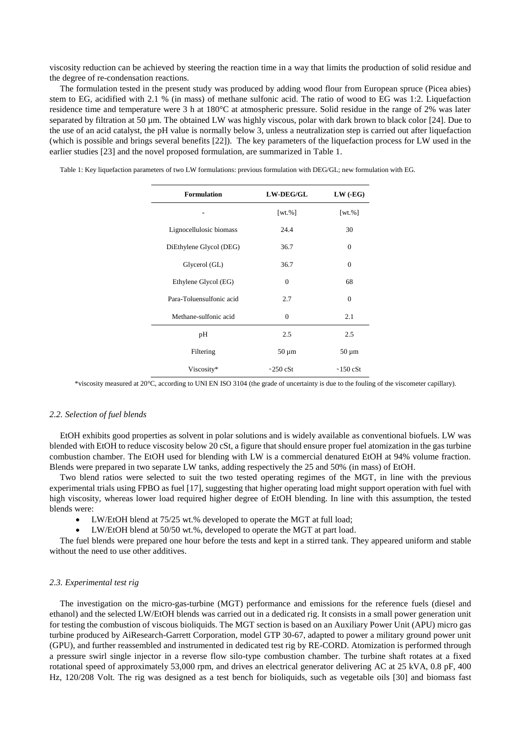viscosity reduction can be achieved by steering the reaction time in a way that limits the production of solid residue and the degree of re-condensation reactions.

The formulation tested in the present study was produced by adding wood flour from European spruce (Picea abies) stem to EG, acidified with 2.1 % (in mass) of methane sulfonic acid. The ratio of wood to EG was 1:2. Liquefaction residence time and temperature were 3 h at 180°C at atmospheric pressure. Solid residue in the range of 2% was later separated by filtration at 50 µm. The obtained LW was highly viscous, polar with dark brown to black color [24]. Due to the use of an acid catalyst, the pH value is normally below 3, unless a neutralization step is carried out after liquefaction (which is possible and brings several benefits [22]). The key parameters of the liquefaction process for LW used in the earlier studies [23] and the novel proposed formulation, are summarized in Table 1.

Table 1: Key liquefaction parameters of two LW formulations: previous formulation with DEG/GL; new formulation with EG.

| Formulation | LW-DEG/GL | LW (-EG) |
| --- | --- | --- |
| - | [wt.%] | [wt.%] |
| Lignocellulosic biomass | 24.4 | 30 |
| DiEthylene Glycol (DEG) | 36.7 | 0 |
| Glycerol (GL) | 36.7 | 0 |
| Ethylene Glycol (EG) | 0 | 68 |
| Para-Toluensulfonic acid | 2.7 | 0 |
| Methane-sulfonic acid | 0 | 2.1 |
| pH | 2.5 | 2.5 |
| Filtering | 50 µm | 50 µm |
| Viscosity* | ~250 cSt | ~150 cSt |

*viscosity measured at 20°C, according to UNI EN ISO 3104 (the grade of uncertainty is due to the fouling of the viscometer capillary).

### *2.2. Selection of fuel blends*

EtOH exhibits good properties as solvent in polar solutions and is widely available as conventional biofuels. LW was blended with EtOH to reduce viscosity below 20 cSt, a figure that should ensure proper fuel atomization in the gas turbine combustion chamber. The EtOH used for blending with LW is a commercial denatured EtOH at 94% volume fraction. Blends were prepared in two separate LW tanks, adding respectively the 25 and 50% (in mass) of EtOH.

Two blend ratios were selected to suit the two tested operating regimes of the MGT, in line with the previous experimental trials using FPBO as fuel [17], suggesting that higher operating load might support operation with fuel with high viscosity, whereas lower load required higher degree of EtOH blending. In line with this assumption, the tested blends were:

- LW/EtOH blend at 75/25 wt.% developed to operate the MGT at full load;
- LW/EtOH blend at 50/50 wt.%, developed to operate the MGT at part load.

The fuel blends were prepared one hour before the tests and kept in a stirred tank. They appeared uniform and stable without the need to use other additives.

### *2.3. Experimental test rig*

The investigation on the micro-gas-turbine (MGT) performance and emissions for the reference fuels (diesel and ethanol) and the selected LW/EtOH blends was carried out in a dedicated rig. It consists in a small power generation unit for testing the combustion of viscous bioliquids. The MGT section is based on an Auxiliary Power Unit (APU) micro gas turbine produced by AiResearch-Garrett Corporation, model GTP 30-67, adapted to power a military ground power unit (GPU), and further reassembled and instrumented in dedicated test rig by RE-CORD. Atomization is performed through a pressure swirl single injector in a reverse flow silo-type combustion chamber. The turbine shaft rotates at a fixed rotational speed of approximately 53,000 rpm, and drives an electrical generator delivering AC at 25 kVA, 0.8 pF, 400 Hz, 120/208 Volt. The rig was designed as a test bench for bioliquids, such as vegetable oils [30] and biomass fast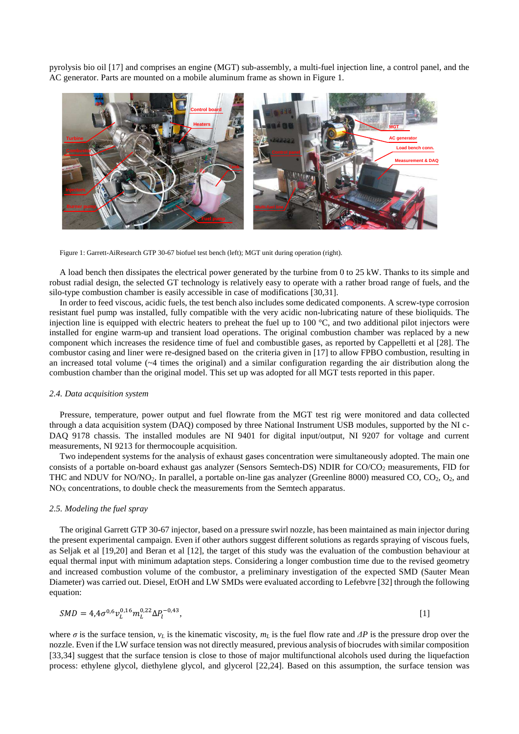pyrolysis bio oil [17] and comprises an engine (MGT) sub-assembly, a multi-fuel injection line, a control panel, and the AC generator. Parts are mounted on a mobile aluminum frame as shown in Figure 1.

Figure 1: Garrett-AiResearch GTP 30-67 biofuel test bench (left); MGT unit during operation (right).

A load bench then dissipates the electrical power generated by the turbine from 0 to 25 kW. Thanks to its simple and robust radial design, the selected GT technology is relatively easy to operate with a rather broad range of fuels, and the silo-type combustion chamber is easily accessible in case of modifications [30,31].

In order to feed viscous, acidic fuels, the test bench also includes some dedicated components. A screw-type corrosion resistant fuel pump was installed, fully compatible with the very acidic non-lubricating nature of these bioliquids. The injection line is equipped with electric heaters to preheat the fuel up to 100 °C, and two additional pilot injectors were installed for engine warm-up and transient load operations. The original combustion chamber was replaced by a new component which increases the residence time of fuel and combustible gases, as reported by Cappelletti et al [28]. The combustor casing and liner were re-designed based on the criteria given in [17] to allow FPBO combustion, resulting in an increased total volume (~4 times the original) and a similar configuration regarding the air distribution along the combustion chamber than the original model. This set up was adopted for all MGT tests reported in this paper.

### *2.4. Data acquisition system*

Pressure, temperature, power output and fuel flowrate from the MGT test rig were monitored and data collected through a data acquisition system (DAQ) composed by three National Instrument USB modules, supported by the NI c-DAQ 9178 chassis. The installed modules are NI 9401 for digital input/output, NI 9207 for voltage and current measurements, NI 9213 for thermocouple acquisition.

Two independent systems for the analysis of exhaust gases concentration were simultaneously adopted. The main one consists of a portable on-board exhaust gas analyzer (Sensors Semtech-DS) NDIR for $CO/CO_2$ measurements, FID for THC and NDUV for $NO/NO_2$. In parallel, a portable on-line gas analyzer (Greenline 8000) measured CO, $CO_2$, $O_2$, and $NO_X$ concentrations, to double check the measurements from the Semtech apparatus.

### *2.5. Modeling the fuel spray*

The original Garrett GTP 30-67 injector, based on a pressure swirl nozzle, has been maintained as main injector during the present experimental campaign. Even if other authors suggest different solutions as regards spraying of viscous fuels, as Seljak et al [19,20] and Beran et al [12], the target of this study was the evaluation of the combustion behaviour at equal thermal input with minimum adaptation steps. Considering a longer combustion time due to the revised geometry and increased combustion volume of the combustor, a preliminary investigation of the expected SMD (Sauter Mean Diameter) was carried out. Diesel, EtOH and LW SMDs were evaluated according to Lefebvre [32] through the following equation:

$$SMD = 4{,}4\sigma^{0{,}6}v_L^{0{,}16}m_L^{0{,}22}\Delta P_l^{-0{,}43}, \quad [1]$$

where $\sigma$ is the surface tension, $v_L$ is the kinematic viscosity, $m_L$ is the fuel flow rate and $\Delta P$ is the pressure drop over the nozzle. Even if the LW surface tension was not directly measured, previous analysis of biocrudes with similar composition [33,34] suggest that the surface tension is close to those of major multifunctional alcohols used during the liquefaction process: ethylene glycol, diethylene glycol, and glycerol [22,24]. Based on this assumption, the surface tension was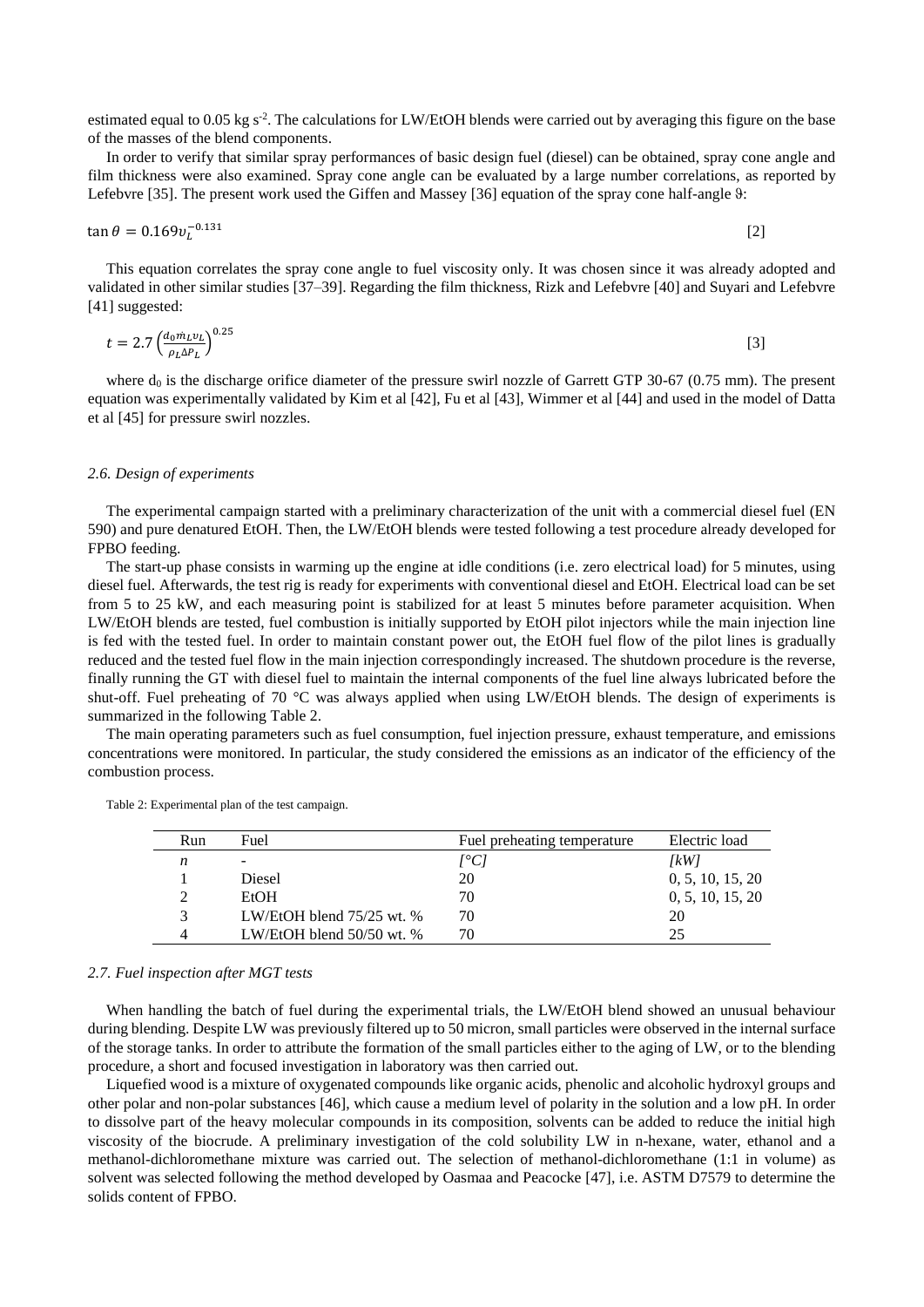estimated equal to 0.05 kg s$^{-2}$. The calculations for LW/EtOH blends were carried out by averaging this figure on the base of the masses of the blend components.

In order to verify that similar spray performances of basic design fuel (diesel) can be obtained, spray cone angle and film thickness were also examined. Spray cone angle can be evaluated by a large number correlations, as reported by Lefebvre [35]. The present work used the Giffen and Massey [36] equation of the spray cone half-angle ϑ:

$$\tan \theta = 0.169 \upsilon_L^{-0.131} \quad [2]$$

This equation correlates the spray cone angle to fuel viscosity only. It was chosen since it was already adopted and validated in other similar studies [37–39]. Regarding the film thickness, Rizk and Lefebvre [40] and Suyari and Lefebvre [41] suggested:

$$t = 2.7 \left( \frac{d_0 \dot{m}_L \upsilon_L}{\rho_L \Delta P_L} \right)^{0.25} \quad [3]$$

where $d_0$ is the discharge orifice diameter of the pressure swirl nozzle of Garrett GTP 30-67 (0.75 mm). The present equation was experimentally validated by Kim et al [42], Fu et al [43], Wimmer et al [44] and used in the model of Datta et al [45] for pressure swirl nozzles.

### *2.6. Design of experiments*

The experimental campaign started with a preliminary characterization of the unit with a commercial diesel fuel (EN 590) and pure denatured EtOH. Then, the LW/EtOH blends were tested following a test procedure already developed for FPBO feeding.

The start-up phase consists in warming up the engine at idle conditions (i.e. zero electrical load) for 5 minutes, using diesel fuel. Afterwards, the test rig is ready for experiments with conventional diesel and EtOH. Electrical load can be set from 5 to 25 kW, and each measuring point is stabilized for at least 5 minutes before parameter acquisition. When LW/EtOH blends are tested, fuel combustion is initially supported by EtOH pilot injectors while the main injection line is fed with the tested fuel. In order to maintain constant power out, the EtOH fuel flow of the pilot lines is gradually reduced and the tested fuel flow in the main injection correspondingly increased. The shutdown procedure is the reverse, finally running the GT with diesel fuel to maintain the internal components of the fuel line always lubricated before the shut-off. Fuel preheating of 70 °C was always applied when using LW/EtOH blends. The design of experiments is summarized in the following Table 2.

The main operating parameters such as fuel consumption, fuel injection pressure, exhaust temperature, and emissions concentrations were monitored. In particular, the study considered the emissions as an indicator of the efficiency of the combustion process.

Table 2: Experimental plan of the test campaign.

| Run | Fuel | Fuel preheating temperature | Electric load |
|---|---|---|---|
| *n* | - | *[°C]* | *[kW]* |
| 1 | Diesel | 20 | 0, 5, 10, 15, 20 |
| 2 | EtOH | 70 | 0, 5, 10, 15, 20 |
| 3 | LW/EtOH blend 75/25 wt. % | 70 | 20 |
| 4 | LW/EtOH blend 50/50 wt. % | 70 | 25 |

### *2.7. Fuel inspection after MGT tests*

When handling the batch of fuel during the experimental trials, the LW/EtOH blend showed an unusual behaviour during blending. Despite LW was previously filtered up to 50 micron, small particles were observed in the internal surface of the storage tanks. In order to attribute the formation of the small particles either to the aging of LW, or to the blending procedure, a short and focused investigation in laboratory was then carried out.

Liquefied wood is a mixture of oxygenated compounds like organic acids, phenolic and alcoholic hydroxyl groups and other polar and non-polar substances [46], which cause a medium level of polarity in the solution and a low pH. In order to dissolve part of the heavy molecular compounds in its composition, solvents can be added to reduce the initial high viscosity of the biocrude. A preliminary investigation of the cold solubility LW in n-hexane, water, ethanol and a methanol-dichloromethane mixture was carried out. The selection of methanol-dichloromethane (1:1 in volume) as solvent was selected following the method developed by Oasmaa and Peacocke [47], i.e. ASTM D7579 to determine the solids content of FPBO.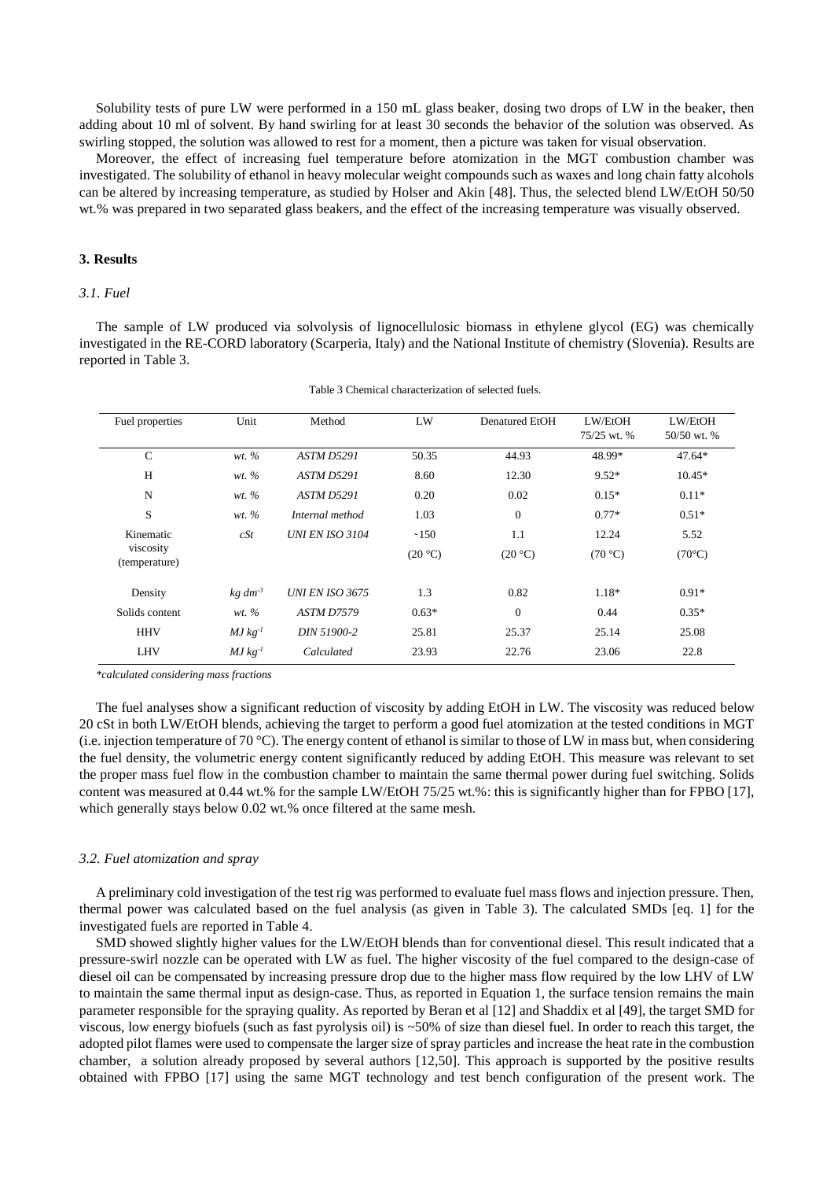Solubility tests of pure LW were performed in a 150 mL glass beaker, dosing two drops of LW in the beaker, then adding about 10 ml of solvent. By hand swirling for at least 30 seconds the behavior of the solution was observed. As swirling stopped, the solution was allowed to rest for a moment, then a picture was taken for visual observation.

Moreover, the effect of increasing fuel temperature before atomization in the MGT combustion chamber was investigated. The solubility of ethanol in heavy molecular weight compounds such as waxes and long chain fatty alcohols can be altered by increasing temperature, as studied by Holser and Akin [48]. Thus, the selected blend LW/EtOH 50/50 wt.% was prepared in two separated glass beakers, and the effect of the increasing temperature was visually observed.

## 3. Results

### *3.1. Fuel*

The sample of LW produced via solvolysis of lignocellulosic biomass in ethylene glycol (EG) was chemically investigated in the RE-CORD laboratory (Scarperia, Italy) and the National Institute of chemistry (Slovenia). Results are reported in Table 3.

Table 3 Chemical characterization of selected fuels.

| Fuel properties | Unit | Method | LW | Denatured EtOH | LW/EtOH 75/25 wt. % | LW/EtOH 50/50 wt. % |
|---|---|---|---|---|---|---|
| C | *wt. %* | *ASTM D5291* | 50.35 | 44.93 | 48.99* | 47.64* |
| H | *wt. %* | *ASTM D5291* | 8.60 | 12.30 | 9.52* | 10.45* |
| N | *wt. %* | *ASTM D5291* | 0.20 | 0.02 | 0.15* | 0.11* |
| S | *wt. %* | *Internal method* | 1.03 | 0 | 0.77* | 0.51* |
| Kinematic viscosity (temperature) | *cSt* | *UNI EN ISO 3104* | ~150 (20 °C) | 1.1 (20 °C) | 12.24 (70 °C) | 5.52 (70°C) |
| Density | *kg dm$^{-3}$* | *UNI EN ISO 3675* | 1.3 | 0.82 | 1.18* | 0.91* |
| Solids content | *wt. %* | *ASTM D7579* | 0.63* | 0 | 0.44 | 0.35* |
| HHV | *MJ kg$^{-1}$* | *DIN 51900-2* | 25.81 | 25.37 | 25.14 | 25.08 |
| LHV | *MJ kg$^{-1}$* | *Calculated* | 23.93 | 22.76 | 23.06 | 22.8 |

*\*calculated considering mass fractions*

The fuel analyses show a significant reduction of viscosity by adding EtOH in LW. The viscosity was reduced below 20 cSt in both LW/EtOH blends, achieving the target to perform a good fuel atomization at the tested conditions in MGT (i.e. injection temperature of 70 °C). The energy content of ethanol is similar to those of LW in mass but, when considering the fuel density, the volumetric energy content significantly reduced by adding EtOH. This measure was relevant to set the proper mass fuel flow in the combustion chamber to maintain the same thermal power during fuel switching. Solids content was measured at 0.44 wt.% for the sample LW/EtOH 75/25 wt.%: this is significantly higher than for FPBO [17], which generally stays below 0.02 wt.% once filtered at the same mesh.

### *3.2. Fuel atomization and spray*

A preliminary cold investigation of the test rig was performed to evaluate fuel mass flows and injection pressure. Then, thermal power was calculated based on the fuel analysis (as given in Table 3). The calculated SMDs [eq. 1] for the investigated fuels are reported in Table 4.

SMD showed slightly higher values for the LW/EtOH blends than for conventional diesel. This result indicated that a pressure-swirl nozzle can be operated with LW as fuel. The higher viscosity of the fuel compared to the design-case of diesel oil can be compensated by increasing pressure drop due to the higher mass flow required by the low LHV of LW to maintain the same thermal input as design-case. Thus, as reported in Equation 1, the surface tension remains the main parameter responsible for the spraying quality. As reported by Beran et al [12] and Shaddix et al [49], the target SMD for viscous, low energy biofuels (such as fast pyrolysis oil) is ~50% of size than diesel fuel. In order to reach this target, the adopted pilot flames were used to compensate the larger size of spray particles and increase the heat rate in the combustion chamber, a solution already proposed by several authors [12,50]. This approach is supported by the positive results obtained with FPBO [17] using the same MGT technology and test bench configuration of the present work. The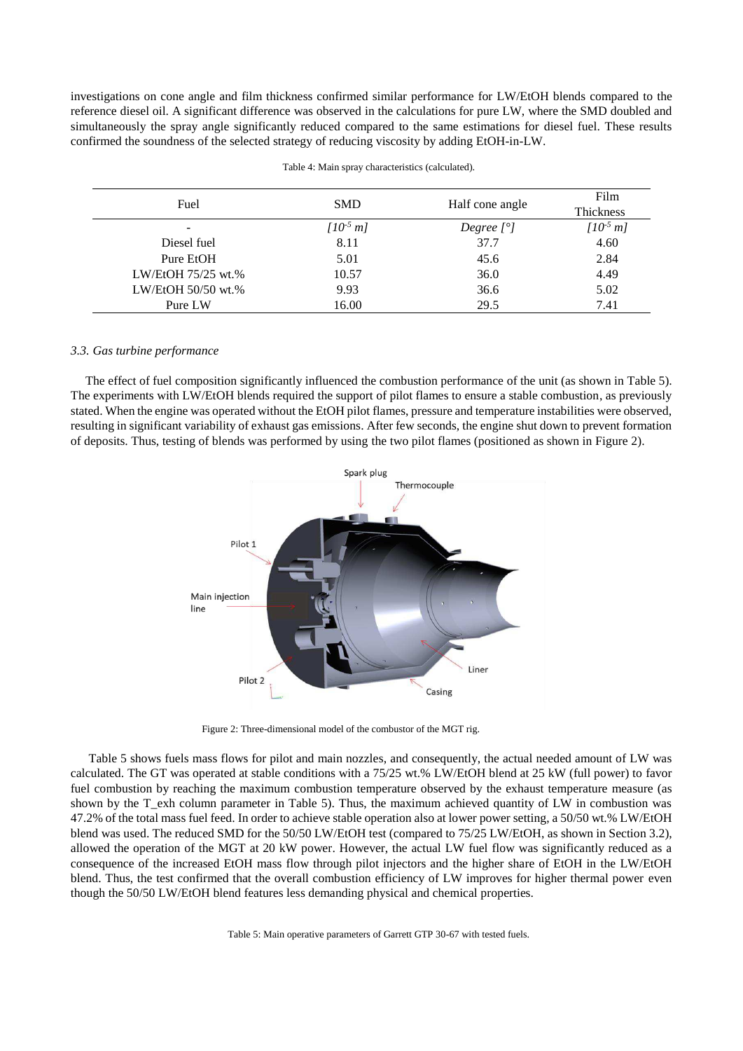investigations on cone angle and film thickness confirmed similar performance for LW/EtOH blends compared to the reference diesel oil. A significant difference was observed in the calculations for pure LW, where the SMD doubled and simultaneously the spray angle significantly reduced compared to the same estimations for diesel fuel. These results confirmed the soundness of the selected strategy of reducing viscosity by adding EtOH-in-LW.

Table 4: Main spray characteristics (calculated).

| Fuel | SMD | Half cone angle | Film Thickness |
|---|---|---|---|
| - | *[$10^{-5}$ m]* | *Degree [°]* | *[$10^{-5}$ m]* |
| Diesel fuel | 8.11 | 37.7 | 4.60 |
| Pure EtOH | 5.01 | 45.6 | 2.84 |
| LW/EtOH 75/25 wt.% | 10.57 | 36.0 | 4.49 |
| LW/EtOH 50/50 wt.% | 9.93 | 36.6 | 5.02 |
| Pure LW | 16.00 | 29.5 | 7.41 |

### *3.3. Gas turbine performance*

The effect of fuel composition significantly influenced the combustion performance of the unit (as shown in Table 5). The experiments with LW/EtOH blends required the support of pilot flames to ensure a stable combustion, as previously stated. When the engine was operated without the EtOH pilot flames, pressure and temperature instabilities were observed, resulting in significant variability of exhaust gas emissions. After few seconds, the engine shut down to prevent formation of deposits. Thus, testing of blends was performed by using the two pilot flames (positioned as shown in Figure 2).

Figure 2: Three-dimensional model of the combustor of the MGT rig.

Table 5 shows fuels mass flows for pilot and main nozzles, and consequently, the actual needed amount of LW was calculated. The GT was operated at stable conditions with a 75/25 wt.% LW/EtOH blend at 25 kW (full power) to favor fuel combustion by reaching the maximum combustion temperature observed by the exhaust temperature measure (as shown by the T_exh column parameter in Table 5). Thus, the maximum achieved quantity of LW in combustion was 47.2% of the total mass fuel feed. In order to achieve stable operation also at lower power setting, a 50/50 wt.% LW/EtOH blend was used. The reduced SMD for the 50/50 LW/EtOH test (compared to 75/25 LW/EtOH, as shown in Section 3.2), allowed the operation of the MGT at 20 kW power. However, the actual LW fuel flow was significantly reduced as a consequence of the increased EtOH mass flow through pilot injectors and the higher share of EtOH in the LW/EtOH blend. Thus, the test confirmed that the overall combustion efficiency of LW improves for higher thermal power even though the 50/50 LW/EtOH blend features less demanding physical and chemical properties.

Table 5: Main operative parameters of Garrett GTP 30-67 with tested fuels.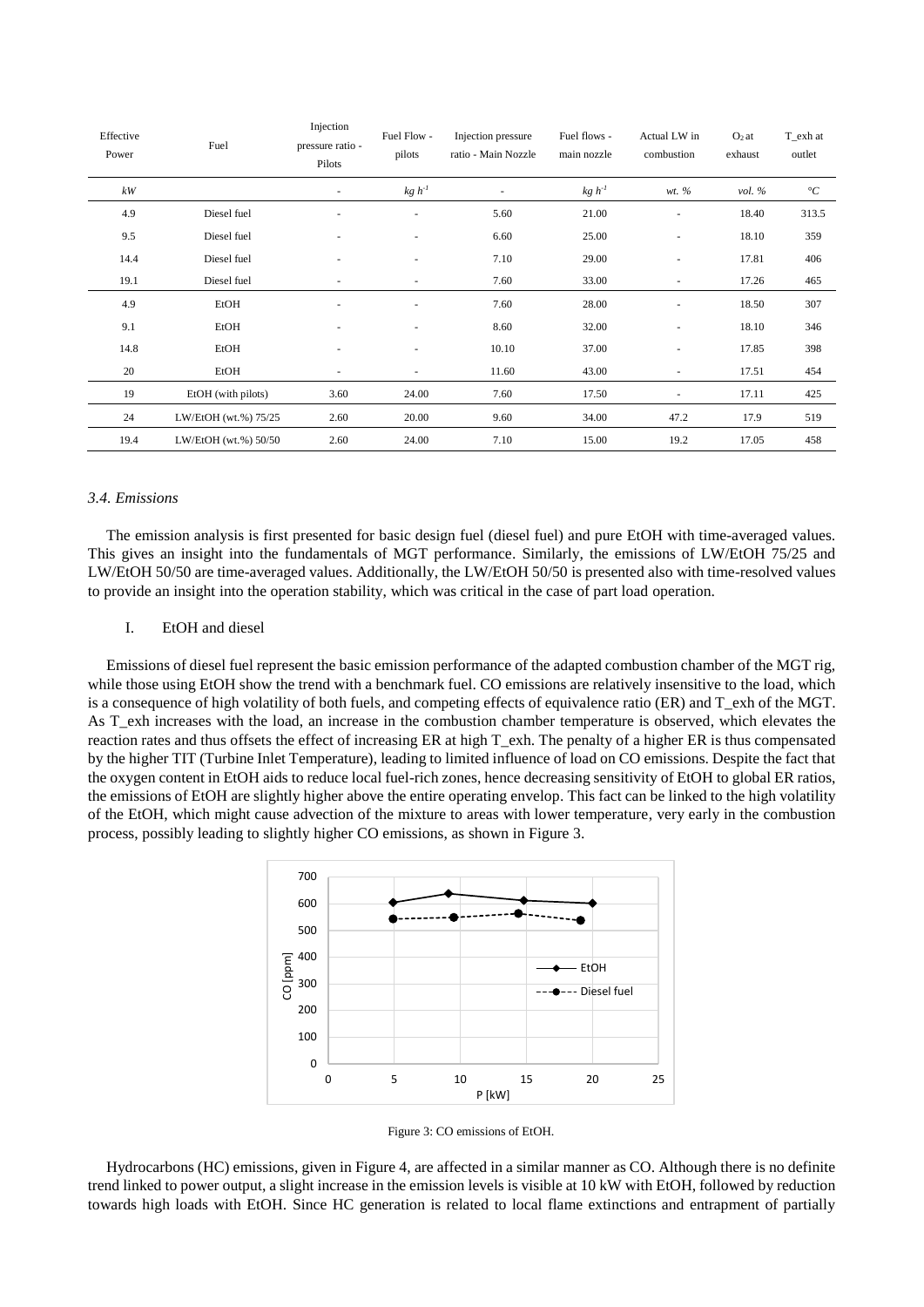| Effective Power | Fuel | Injection pressure ratio - Pilots | Fuel Flow - pilots | Injection pressure ratio - Main Nozzle | Fuel flows - main nozzle | Actual LW in combustion | $O_2$ at exhaust | T_exh at outlet |
|---|---|---|---|---|---|---|---|---|
| *kW* | | - | *kg h⁻¹* | - | *kg h⁻¹* | *wt. %* | *vol. %* | *°C* |
| 4.9 | Diesel fuel | - | - | 5.60 | 21.00 | - | 18.40 | 313.5 |
| 9.5 | Diesel fuel | - | - | 6.60 | 25.00 | - | 18.10 | 359 |
| 14.4 | Diesel fuel | - | - | 7.10 | 29.00 | - | 17.81 | 406 |
| 19.1 | Diesel fuel | - | - | 7.60 | 33.00 | - | 17.26 | 465 |
| 4.9 | EtOH | - | - | 7.60 | 28.00 | - | 18.50 | 307 |
| 9.1 | EtOH | - | - | 8.60 | 32.00 | - | 18.10 | 346 |
| 14.8 | EtOH | - | - | 10.10 | 37.00 | - | 17.85 | 398 |
| 20 | EtOH | - | - | 11.60 | 43.00 | - | 17.51 | 454 |
| 19 | EtOH (with pilots) | 3.60 | 24.00 | 7.60 | 17.50 | - | 17.11 | 425 |
| 24 | LW/EtOH (wt.%) 75/25 | 2.60 | 20.00 | 9.60 | 34.00 | 47.2 | 17.9 | 519 |
| 19.4 | LW/EtOH (wt.%) 50/50 | 2.60 | 24.00 | 7.10 | 15.00 | 19.2 | 17.05 | 458 |

### *3.4. Emissions*

The emission analysis is first presented for basic design fuel (diesel fuel) and pure EtOH with time-averaged values. This gives an insight into the fundamentals of MGT performance. Similarly, the emissions of LW/EtOH 75/25 and LW/EtOH 50/50 are time-averaged values. Additionally, the LW/EtOH 50/50 is presented also with time-resolved values to provide an insight into the operation stability, which was critical in the case of part load operation.

#### I. EtOH and diesel

Emissions of diesel fuel represent the basic emission performance of the adapted combustion chamber of the MGT rig, while those using EtOH show the trend with a benchmark fuel. CO emissions are relatively insensitive to the load, which is a consequence of high volatility of both fuels, and competing effects of equivalence ratio (ER) and T_exh of the MGT. As T_exh increases with the load, an increase in the combustion chamber temperature is observed, which elevates the reaction rates and thus offsets the effect of increasing ER at high T_exh. The penalty of a higher ER is thus compensated by the higher TIT (Turbine Inlet Temperature), leading to limited influence of load on CO emissions. Despite the fact that the oxygen content in EtOH aids to reduce local fuel-rich zones, hence decreasing sensitivity of EtOH to global ER ratios, the emissions of EtOH are slightly higher above the entire operating envelop. This fact can be linked to the high volatility of the EtOH, which might cause advection of the mixture to areas with lower temperature, very early in the combustion process, possibly leading to slightly higher CO emissions, as shown in Figure 3.

Figure 3: CO emissions of EtOH.

Hydrocarbons (HC) emissions, given in Figure 4, are affected in a similar manner as CO. Although there is no definite trend linked to power output, a slight increase in the emission levels is visible at 10 kW with EtOH, followed by reduction towards high loads with EtOH. Since HC generation is related to local flame extinctions and entrapment of partially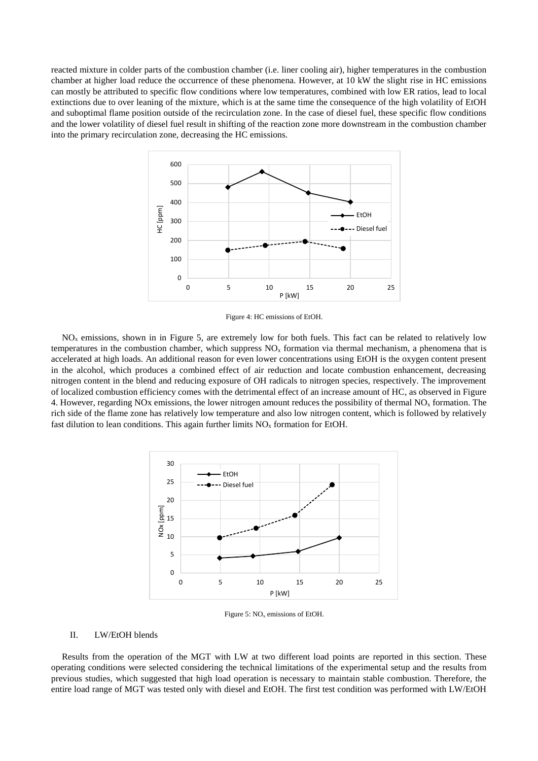reacted mixture in colder parts of the combustion chamber (i.e. liner cooling air), higher temperatures in the combustion chamber at higher load reduce the occurrence of these phenomena. However, at 10 kW the slight rise in HC emissions can mostly be attributed to specific flow conditions where low temperatures, combined with low ER ratios, lead to local extinctions due to over leaning of the mixture, which is at the same time the consequence of the high volatility of EtOH and suboptimal flame position outside of the recirculation zone. In the case of diesel fuel, these specific flow conditions and the lower volatility of diesel fuel result in shifting of the reaction zone more downstream in the combustion chamber into the primary recirculation zone, decreasing the HC emissions.

Figure 4: HC emissions of EtOH.

$NO_x$ emissions, shown in in Figure 5, are extremely low for both fuels. This fact can be related to relatively low temperatures in the combustion chamber, which suppress $NO_x$ formation via thermal mechanism, a phenomena that is accelerated at high loads. An additional reason for even lower concentrations using EtOH is the oxygen content present in the alcohol, which produces a combined effect of air reduction and locate combustion enhancement, decreasing nitrogen content in the blend and reducing exposure of OH radicals to nitrogen species, respectively. The improvement of localized combustion efficiency comes with the detrimental effect of an increase amount of HC, as observed in Figure 4. However, regarding NOx emissions, the lower nitrogen amount reduces the possibility of thermal $NO_x$ formation. The rich side of the flame zone has relatively low temperature and also low nitrogen content, which is followed by relatively fast dilution to lean conditions. This again further limits $NO_x$ formation for EtOH.

Figure 5: $NO_x$ emissions of EtOH.

## II. LW/EtOH blends

Results from the operation of the MGT with LW at two different load points are reported in this section. These operating conditions were selected considering the technical limitations of the experimental setup and the results from previous studies, which suggested that high load operation is necessary to maintain stable combustion. Therefore, the entire load range of MGT was tested only with diesel and EtOH. The first test condition was performed with LW/EtOH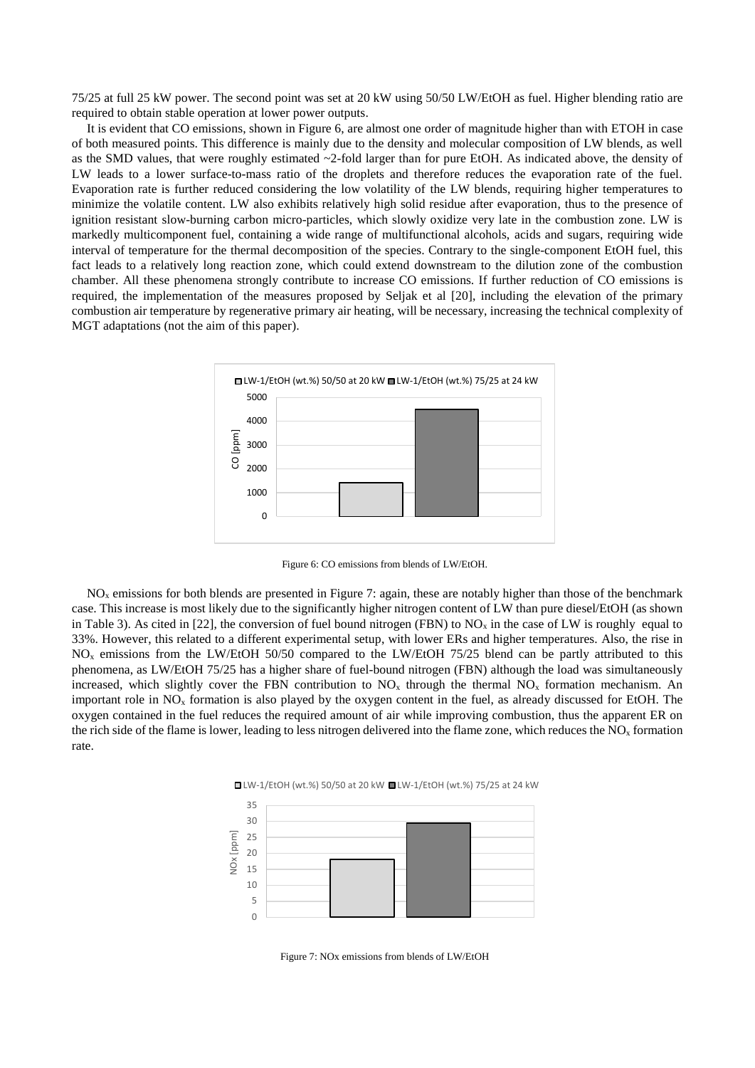75/25 at full 25 kW power. The second point was set at 20 kW using 50/50 LW/EtOH as fuel. Higher blending ratio are required to obtain stable operation at lower power outputs.

It is evident that CO emissions, shown in Figure 6, are almost one order of magnitude higher than with ETOH in case of both measured points. This difference is mainly due to the density and molecular composition of LW blends, as well as the SMD values, that were roughly estimated ~2-fold larger than for pure EtOH. As indicated above, the density of LW leads to a lower surface-to-mass ratio of the droplets and therefore reduces the evaporation rate of the fuel. Evaporation rate is further reduced considering the low volatility of the LW blends, requiring higher temperatures to minimize the volatile content. LW also exhibits relatively high solid residue after evaporation, thus to the presence of ignition resistant slow-burning carbon micro-particles, which slowly oxidize very late in the combustion zone. LW is markedly multicomponent fuel, containing a wide range of multifunctional alcohols, acids and sugars, requiring wide interval of temperature for the thermal decomposition of the species. Contrary to the single-component EtOH fuel, this fact leads to a relatively long reaction zone, which could extend downstream to the dilution zone of the combustion chamber. All these phenomena strongly contribute to increase CO emissions. If further reduction of CO emissions is required, the implementation of the measures proposed by Seljak et al [20], including the elevation of the primary combustion air temperature by regenerative primary air heating, will be necessary, increasing the technical complexity of MGT adaptations (not the aim of this paper).

Figure 6: CO emissions from blends of LW/EtOH.

$NO_x$ emissions for both blends are presented in Figure 7: again, these are notably higher than those of the benchmark case. This increase is most likely due to the significantly higher nitrogen content of LW than pure diesel/EtOH (as shown in Table 3). As cited in [22], the conversion of fuel bound nitrogen (FBN) to $NO_x$ in the case of LW is roughly equal to 33%. However, this related to a different experimental setup, with lower ERs and higher temperatures. Also, the rise in $NO_x$ emissions from the LW/EtOH 50/50 compared to the LW/EtOH 75/25 blend can be partly attributed to this phenomena, as LW/EtOH 75/25 has a higher share of fuel-bound nitrogen (FBN) although the load was simultaneously increased, which slightly cover the FBN contribution to $NO_x$ through the thermal $NO_x$ formation mechanism. An important role in $NO_x$ formation is also played by the oxygen content in the fuel, as already discussed for EtOH. The oxygen contained in the fuel reduces the required amount of air while improving combustion, thus the apparent ER on the rich side of the flame is lower, leading to less nitrogen delivered into the flame zone, which reduces the $NO_x$ formation rate.

Figure 7: NOx emissions from blends of LW/EtOH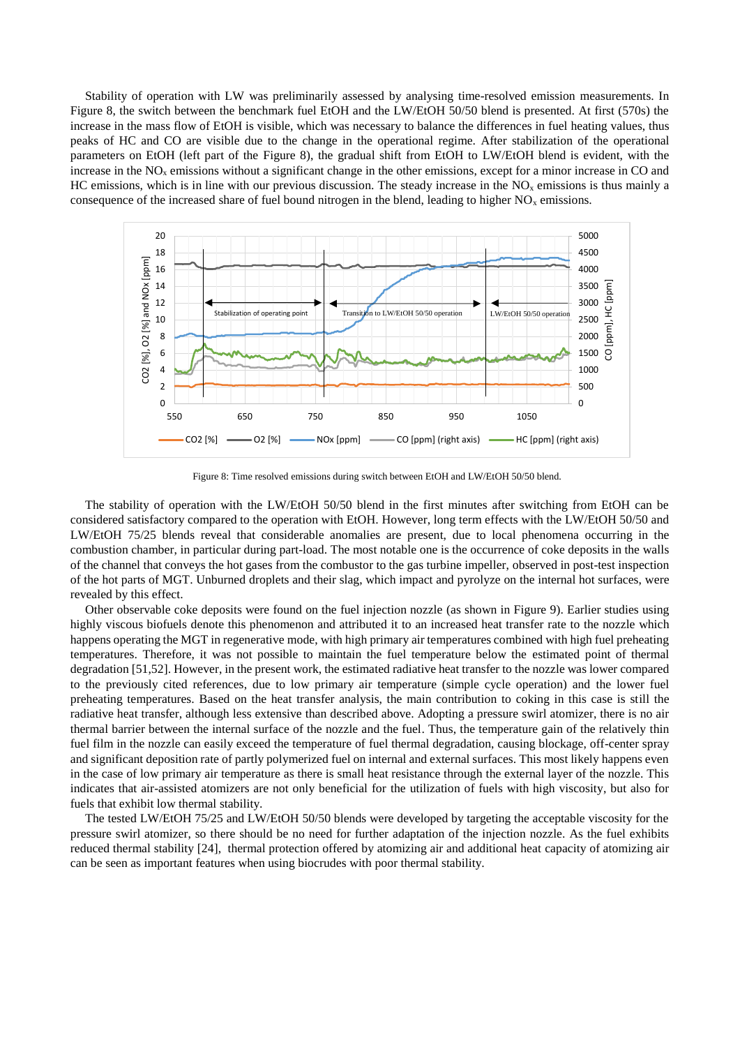Stability of operation with LW was preliminarily assessed by analysing time-resolved emission measurements. In Figure 8, the switch between the benchmark fuel EtOH and the LW/EtOH 50/50 blend is presented. At first (570s) the increase in the mass flow of EtOH is visible, which was necessary to balance the differences in fuel heating values, thus peaks of HC and CO are visible due to the change in the operational regime. After stabilization of the operational parameters on EtOH (left part of the Figure 8), the gradual shift from EtOH to LW/EtOH blend is evident, with the increase in the $NO_x$ emissions without a significant change in the other emissions, except for a minor increase in CO and HC emissions, which is in line with our previous discussion. The steady increase in the $NO_x$ emissions is thus mainly a consequence of the increased share of fuel bound nitrogen in the blend, leading to higher $NO_x$ emissions.

Figure 8: Time resolved emissions during switch between EtOH and LW/EtOH 50/50 blend.

The stability of operation with the LW/EtOH 50/50 blend in the first minutes after switching from EtOH can be considered satisfactory compared to the operation with EtOH. However, long term effects with the LW/EtOH 50/50 and LW/EtOH 75/25 blends reveal that considerable anomalies are present, due to local phenomena occurring in the combustion chamber, in particular during part-load. The most notable one is the occurrence of coke deposits in the walls of the channel that conveys the hot gases from the combustor to the gas turbine impeller, observed in post-test inspection of the hot parts of MGT. Unburned droplets and their slag, which impact and pyrolyze on the internal hot surfaces, were revealed by this effect.

Other observable coke deposits were found on the fuel injection nozzle (as shown in Figure 9). Earlier studies using highly viscous biofuels denote this phenomenon and attributed it to an increased heat transfer rate to the nozzle which happens operating the MGT in regenerative mode, with high primary air temperatures combined with high fuel preheating temperatures. Therefore, it was not possible to maintain the fuel temperature below the estimated point of thermal degradation [51,52]. However, in the present work, the estimated radiative heat transfer to the nozzle was lower compared to the previously cited references, due to low primary air temperature (simple cycle operation) and the lower fuel preheating temperatures. Based on the heat transfer analysis, the main contribution to coking in this case is still the radiative heat transfer, although less extensive than described above. Adopting a pressure swirl atomizer, there is no air thermal barrier between the internal surface of the nozzle and the fuel. Thus, the temperature gain of the relatively thin fuel film in the nozzle can easily exceed the temperature of fuel thermal degradation, causing blockage, off-center spray and significant deposition rate of partly polymerized fuel on internal and external surfaces. This most likely happens even in the case of low primary air temperature as there is small heat resistance through the external layer of the nozzle. This indicates that air-assisted atomizers are not only beneficial for the utilization of fuels with high viscosity, but also for fuels that exhibit low thermal stability.

The tested LW/EtOH 75/25 and LW/EtOH 50/50 blends were developed by targeting the acceptable viscosity for the pressure swirl atomizer, so there should be no need for further adaptation of the injection nozzle. As the fuel exhibits reduced thermal stability [24], thermal protection offered by atomizing air and additional heat capacity of atomizing air can be seen as important features when using biocrudes with poor thermal stability.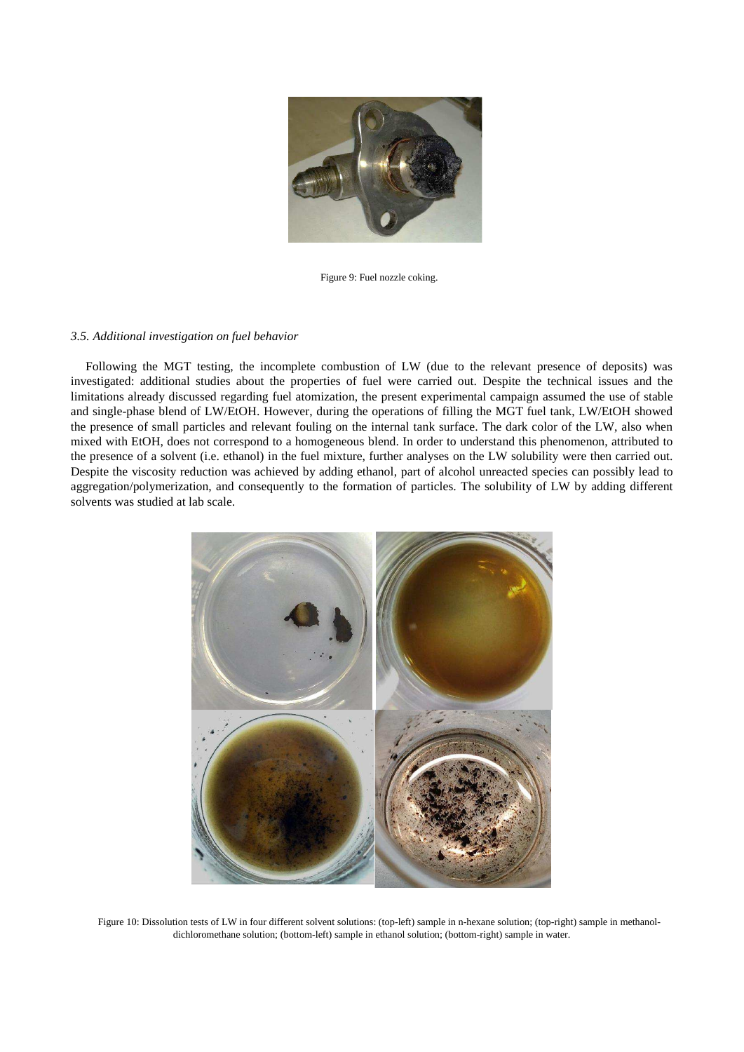Figure 9: Fuel nozzle coking.

### *3.5. Additional investigation on fuel behavior*

Following the MGT testing, the incomplete combustion of LW (due to the relevant presence of deposits) was investigated: additional studies about the properties of fuel were carried out. Despite the technical issues and the limitations already discussed regarding fuel atomization, the present experimental campaign assumed the use of stable and single-phase blend of LW/EtOH. However, during the operations of filling the MGT fuel tank, LW/EtOH showed the presence of small particles and relevant fouling on the internal tank surface. The dark color of the LW, also when mixed with EtOH, does not correspond to a homogeneous blend. In order to understand this phenomenon, attributed to the presence of a solvent (i.e. ethanol) in the fuel mixture, further analyses on the LW solubility were then carried out. Despite the viscosity reduction was achieved by adding ethanol, part of alcohol unreacted species can possibly lead to aggregation/polymerization, and consequently to the formation of particles. The solubility of LW by adding different solvents was studied at lab scale.

Figure 10: Dissolution tests of LW in four different solvent solutions: (top-left) sample in n-hexane solution; (top-right) sample in methanol-dichloromethane solution; (bottom-left) sample in ethanol solution; (bottom-right) sample in water.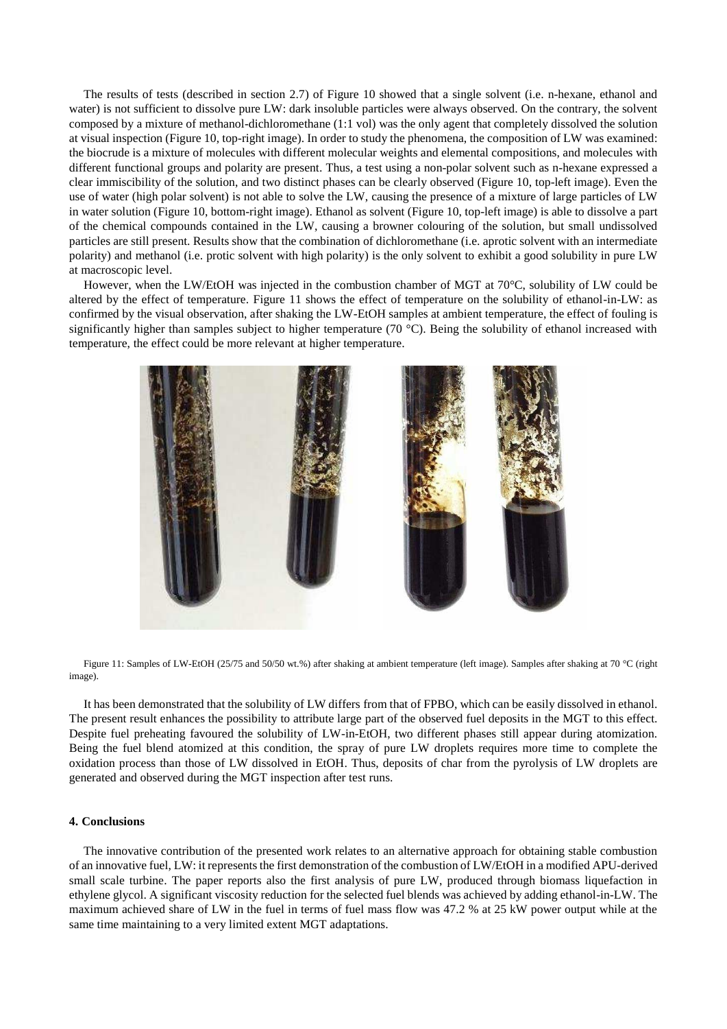The results of tests (described in section 2.7) of Figure 10 showed that a single solvent (i.e. n-hexane, ethanol and water) is not sufficient to dissolve pure LW: dark insoluble particles were always observed. On the contrary, the solvent composed by a mixture of methanol-dichloromethane (1:1 vol) was the only agent that completely dissolved the solution at visual inspection (Figure 10, top-right image). In order to study the phenomena, the composition of LW was examined: the biocrude is a mixture of molecules with different molecular weights and elemental compositions, and molecules with different functional groups and polarity are present. Thus, a test using a non-polar solvent such as n-hexane expressed a clear immiscibility of the solution, and two distinct phases can be clearly observed (Figure 10, top-left image). Even the use of water (high polar solvent) is not able to solve the LW, causing the presence of a mixture of large particles of LW in water solution (Figure 10, bottom-right image). Ethanol as solvent (Figure 10, top-left image) is able to dissolve a part of the chemical compounds contained in the LW, causing a browner colouring of the solution, but small undissolved particles are still present. Results show that the combination of dichloromethane (i.e. aprotic solvent with an intermediate polarity) and methanol (i.e. protic solvent with high polarity) is the only solvent to exhibit a good solubility in pure LW at macroscopic level.

However, when the LW/EtOH was injected in the combustion chamber of MGT at 70°C, solubility of LW could be altered by the effect of temperature. Figure 11 shows the effect of temperature on the solubility of ethanol-in-LW: as confirmed by the visual observation, after shaking the LW-EtOH samples at ambient temperature, the effect of fouling is significantly higher than samples subject to higher temperature (70 °C). Being the solubility of ethanol increased with temperature, the effect could be more relevant at higher temperature.

Figure 11: Samples of LW-EtOH (25/75 and 50/50 wt.%) after shaking at ambient temperature (left image). Samples after shaking at 70 °C (right image).

It has been demonstrated that the solubility of LW differs from that of FPBO, which can be easily dissolved in ethanol. The present result enhances the possibility to attribute large part of the observed fuel deposits in the MGT to this effect. Despite fuel preheating favoured the solubility of LW-in-EtOH, two different phases still appear during atomization. Being the fuel blend atomized at this condition, the spray of pure LW droplets requires more time to complete the oxidation process than those of LW dissolved in EtOH. Thus, deposits of char from the pyrolysis of LW droplets are generated and observed during the MGT inspection after test runs.

## 4. Conclusions

The innovative contribution of the presented work relates to an alternative approach for obtaining stable combustion of an innovative fuel, LW: it represents the first demonstration of the combustion of LW/EtOH in a modified APU-derived small scale turbine. The paper reports also the first analysis of pure LW, produced through biomass liquefaction in ethylene glycol. A significant viscosity reduction for the selected fuel blends was achieved by adding ethanol-in-LW. The maximum achieved share of LW in the fuel in terms of fuel mass flow was 47.2 % at 25 kW power output while at the same time maintaining to a very limited extent MGT adaptations.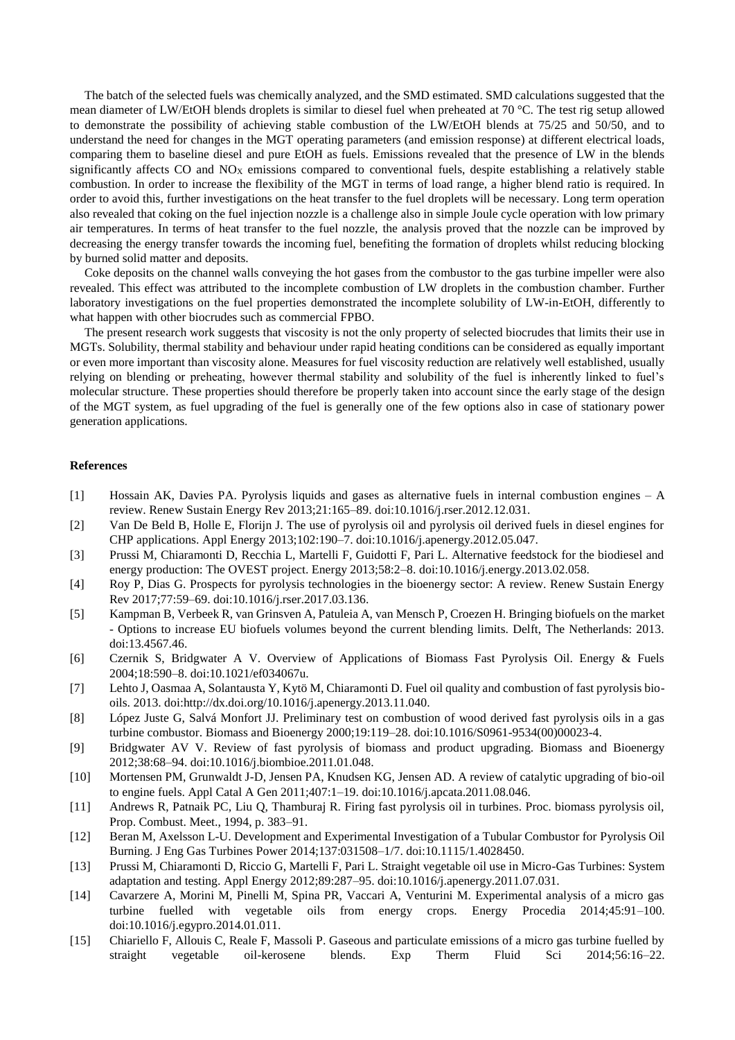The batch of the selected fuels was chemically analyzed, and the SMD estimated. SMD calculations suggested that the mean diameter of LW/EtOH blends droplets is similar to diesel fuel when preheated at 70 °C. The test rig setup allowed to demonstrate the possibility of achieving stable combustion of the LW/EtOH blends at 75/25 and 50/50, and to understand the need for changes in the MGT operating parameters (and emission response) at different electrical loads, comparing them to baseline diesel and pure EtOH as fuels. Emissions revealed that the presence of LW in the blends significantly affects CO and $NO_X$ emissions compared to conventional fuels, despite establishing a relatively stable combustion. In order to increase the flexibility of the MGT in terms of load range, a higher blend ratio is required. In order to avoid this, further investigations on the heat transfer to the fuel droplets will be necessary. Long term operation also revealed that coking on the fuel injection nozzle is a challenge also in simple Joule cycle operation with low primary air temperatures. In terms of heat transfer to the fuel nozzle, the analysis proved that the nozzle can be improved by decreasing the energy transfer towards the incoming fuel, benefiting the formation of droplets whilst reducing blocking by burned solid matter and deposits.

Coke deposits on the channel walls conveying the hot gases from the combustor to the gas turbine impeller were also revealed. This effect was attributed to the incomplete combustion of LW droplets in the combustion chamber. Further laboratory investigations on the fuel properties demonstrated the incomplete solubility of LW-in-EtOH, differently to what happen with other biocrudes such as commercial FPBO.

The present research work suggests that viscosity is not the only property of selected biocrudes that limits their use in MGTs. Solubility, thermal stability and behaviour under rapid heating conditions can be considered as equally important or even more important than viscosity alone. Measures for fuel viscosity reduction are relatively well established, usually relying on blending or preheating, however thermal stability and solubility of the fuel is inherently linked to fuel's molecular structure. These properties should therefore be properly taken into account since the early stage of the design of the MGT system, as fuel upgrading of the fuel is generally one of the few options also in case of stationary power generation applications.

**References**

[1] Hossain AK, Davies PA. Pyrolysis liquids and gases as alternative fuels in internal combustion engines – A review. Renew Sustain Energy Rev 2013;21:165–89. doi:10.1016/j.rser.2012.12.031.

[2] Van De Beld B, Holle E, Florijn J. The use of pyrolysis oil and pyrolysis oil derived fuels in diesel engines for CHP applications. Appl Energy 2013;102:190–7. doi:10.1016/j.apenergy.2012.05.047.

[3] Prussi M, Chiaramonti D, Recchia L, Martelli F, Guidotti F, Pari L. Alternative feedstock for the biodiesel and energy production: The OVEST project. Energy 2013;58:2–8. doi:10.1016/j.energy.2013.02.058.

[4] Roy P, Dias G. Prospects for pyrolysis technologies in the bioenergy sector: A review. Renew Sustain Energy Rev 2017;77:59–69. doi:10.1016/j.rser.2017.03.136.

[5] Kampman B, Verbeek R, van Grinsven A, Patuleia A, van Mensch P, Croezen H. Bringing biofuels on the market - Options to increase EU biofuels volumes beyond the current blending limits. Delft, The Netherlands: 2013. doi:13.4567.46.

[6] Czernik S, Bridgwater A V. Overview of Applications of Biomass Fast Pyrolysis Oil. Energy & Fuels 2004;18:590–8. doi:10.1021/ef034067u.

[7] Lehto J, Oasmaa A, Solantausta Y, Kytö M, Chiaramonti D. Fuel oil quality and combustion of fast pyrolysis bio-oils. 2013. doi:http://dx.doi.org/10.1016/j.apenergy.2013.11.040.

[8] López Juste G, Salvá Monfort JJ. Preliminary test on combustion of wood derived fast pyrolysis oils in a gas turbine combustor. Biomass and Bioenergy 2000;19:119–28. doi:10.1016/S0961-9534(00)00023-4.

[9] Bridgwater AV V. Review of fast pyrolysis of biomass and product upgrading. Biomass and Bioenergy 2012;38:68–94. doi:10.1016/j.biombioe.2011.01.048.

[10] Mortensen PM, Grunwaldt J-D, Jensen PA, Knudsen KG, Jensen AD. A review of catalytic upgrading of bio-oil to engine fuels. Appl Catal A Gen 2011;407:1–19. doi:10.1016/j.apcata.2011.08.046.

[11] Andrews R, Patnaik PC, Liu Q, Thamburaj R. Firing fast pyrolysis oil in turbines. Proc. biomass pyrolysis oil, Prop. Combust. Meet., 1994, p. 383–91.

[12] Beran M, Axelsson L-U. Development and Experimental Investigation of a Tubular Combustor for Pyrolysis Oil Burning. J Eng Gas Turbines Power 2014;137:031508–1/7. doi:10.1115/1.4028450.

[13] Prussi M, Chiaramonti D, Riccio G, Martelli F, Pari L. Straight vegetable oil use in Micro-Gas Turbines: System adaptation and testing. Appl Energy 2012;89:287–95. doi:10.1016/j.apenergy.2011.07.031.

[14] Cavarzere A, Morini M, Pinelli M, Spina PR, Vaccari A, Venturini M. Experimental analysis of a micro gas turbine fuelled with vegetable oils from energy crops. Energy Procedia 2014;45:91–100. doi:10.1016/j.egypro.2014.01.011.

[15] Chiariello F, Allouis C, Reale F, Massoli P. Gaseous and particulate emissions of a micro gas turbine fuelled by straight vegetable oil-kerosene blends. Exp Therm Fluid Sci 2014;56:16–22.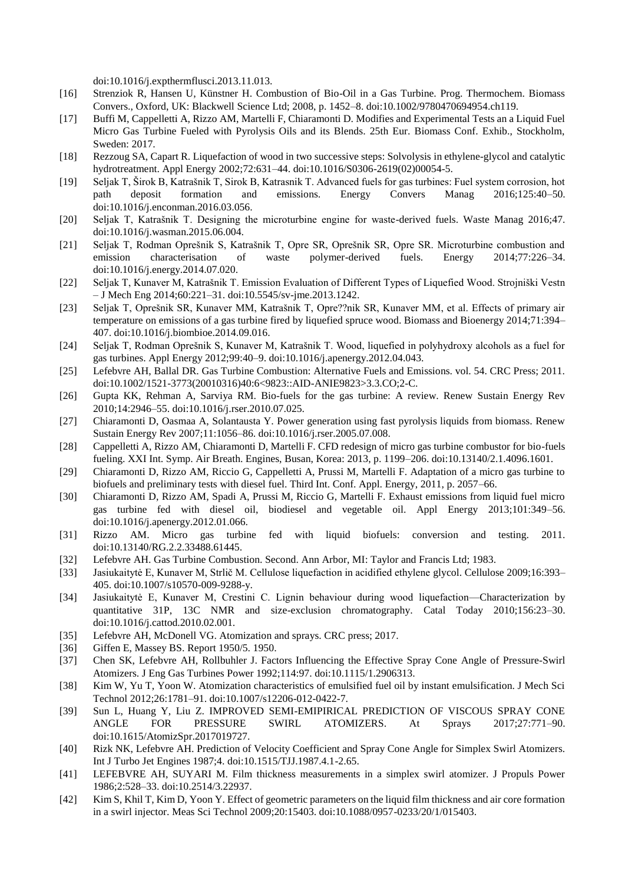doi:10.1016/j.expthermflusci.2013.11.013.

[16] Strenziok R, Hansen U, Künstner H. Combustion of Bio-Oil in a Gas Turbine. Prog. Thermochem. Biomass Convers., Oxford, UK: Blackwell Science Ltd; 2008, p. 1452–8. doi:10.1002/9780470694954.ch119.

[17] Buffi M, Cappelletti A, Rizzo AM, Martelli F, Chiaramonti D. Modifies and Experimental Tests an a Liquid Fuel Micro Gas Turbine Fueled with Pyrolysis Oils and its Blends. 25th Eur. Biomass Conf. Exhib., Stockholm, Sweden: 2017.

[18] Rezzoug SA, Capart R. Liquefaction of wood in two successive steps: Solvolysis in ethylene-glycol and catalytic hydrotreatment. Appl Energy 2002;72:631–44. doi:10.1016/S0306-2619(02)00054-5.

[19] Seljak T, Širok B, Katrašnik T, Sirok B, Katrasnik T. Advanced fuels for gas turbines: Fuel system corrosion, hot path deposit formation and emissions. Energy Convers Manag 2016;125:40–50. doi:10.1016/j.enconman.2016.03.056.

[20] Seljak T, Katrašnik T. Designing the microturbine engine for waste-derived fuels. Waste Manag 2016;47. doi:10.1016/j.wasman.2015.06.004.

[21] Seljak T, Rodman Oprešnik S, Katrašnik T, Opre SR, Oprešnik SR, Opre SR. Microturbine combustion and emission characterisation of waste polymer-derived fuels. Energy 2014;77:226–34. doi:10.1016/j.energy.2014.07.020.

[22] Seljak T, Kunaver M, Katrašnik T. Emission Evaluation of Different Types of Liquefied Wood. Strojniški Vestn – J Mech Eng 2014;60:221–31. doi:10.5545/sv-jme.2013.1242.

[23] Seljak T, Oprešnik SR, Kunaver MM, Katrašnik T, Opre??nik SR, Kunaver MM, et al. Effects of primary air temperature on emissions of a gas turbine fired by liquefied spruce wood. Biomass and Bioenergy 2014;71:394–407. doi:10.1016/j.biombioe.2014.09.016.

[24] Seljak T, Rodman Oprešnik S, Kunaver M, Katrašnik T. Wood, liquefied in polyhydroxy alcohols as a fuel for gas turbines. Appl Energy 2012;99:40–9. doi:10.1016/j.apenergy.2012.04.043.

[25] Lefebvre AH, Ballal DR. Gas Turbine Combustion: Alternative Fuels and Emissions. vol. 54. CRC Press; 2011. doi:10.1002/1521-3773(20010316)40:6<9823::AID-ANIE9823>3.3.CO;2-C.

[26] Gupta KK, Rehman A, Sarviya RM. Bio-fuels for the gas turbine: A review. Renew Sustain Energy Rev 2010;14:2946–55. doi:10.1016/j.rser.2010.07.025.

[27] Chiaramonti D, Oasmaa A, Solantausta Y. Power generation using fast pyrolysis liquids from biomass. Renew Sustain Energy Rev 2007;11:1056–86. doi:10.1016/j.rser.2005.07.008.

[28] Cappelletti A, Rizzo AM, Chiaramonti D, Martelli F. CFD redesign of micro gas turbine combustor for bio-fuels fueling. XXI Int. Symp. Air Breath. Engines, Busan, Korea: 2013, p. 1199–206. doi:10.13140/2.1.4096.1601.

[29] Chiaramonti D, Rizzo AM, Riccio G, Cappelletti A, Prussi M, Martelli F. Adaptation of a micro gas turbine to biofuels and preliminary tests with diesel fuel. Third Int. Conf. Appl. Energy, 2011, p. 2057–66.

[30] Chiaramonti D, Rizzo AM, Spadi A, Prussi M, Riccio G, Martelli F. Exhaust emissions from liquid fuel micro gas turbine fed with diesel oil, biodiesel and vegetable oil. Appl Energy 2013;101:349–56. doi:10.1016/j.apenergy.2012.01.066.

[31] Rizzo AM. Micro gas turbine fed with liquid biofuels: conversion and testing. 2011. doi:10.13140/RG.2.2.33488.61445.

[32] Lefebvre AH. Gas Turbine Combustion. Second. Ann Arbor, MI: Taylor and Francis Ltd; 1983.

[33] Jasiukaitytė E, Kunaver M, Strlič M. Cellulose liquefaction in acidified ethylene glycol. Cellulose 2009;16:393–405. doi:10.1007/s10570-009-9288-y.

[34] Jasiukaitytė E, Kunaver M, Crestini C. Lignin behaviour during wood liquefaction—Characterization by quantitative 31P, 13C NMR and size-exclusion chromatography. Catal Today 2010;156:23–30. doi:10.1016/j.cattod.2010.02.001.

[35] Lefebvre AH, McDonell VG. Atomization and sprays. CRC press; 2017.

[36] Giffen E, Massey BS. Report 1950/5. 1950.

[37] Chen SK, Lefebvre AH, Rollbuhler J. Factors Influencing the Effective Spray Cone Angle of Pressure-Swirl Atomizers. J Eng Gas Turbines Power 1992;114:97. doi:10.1115/1.2906313.

[38] Kim W, Yu T, Yoon W. Atomization characteristics of emulsified fuel oil by instant emulsification. J Mech Sci Technol 2012;26:1781–91. doi:10.1007/s12206-012-0422-7.

[39] Sun L, Huang Y, Liu Z. IMPROVED SEMI-EMIPIRICAL PREDICTION OF VISCOUS SPRAY CONE ANGLE FOR PRESSURE SWIRL ATOMIZERS. At Sprays 2017;27:771–90. doi:10.1615/AtomizSpr.2017019727.

[40] Rizk NK, Lefebvre AH. Prediction of Velocity Coefficient and Spray Cone Angle for Simplex Swirl Atomizers. Int J Turbo Jet Engines 1987;4. doi:10.1515/TJJ.1987.4.1-2.65.

[41] LEFEBVRE AH, SUYARI M. Film thickness measurements in a simplex swirl atomizer. J Propuls Power 1986;2:528–33. doi:10.2514/3.22937.

[42] Kim S, Khil T, Kim D, Yoon Y. Effect of geometric parameters on the liquid film thickness and air core formation in a swirl injector. Meas Sci Technol 2009;20:15403. doi:10.1088/0957-0233/20/1/015403.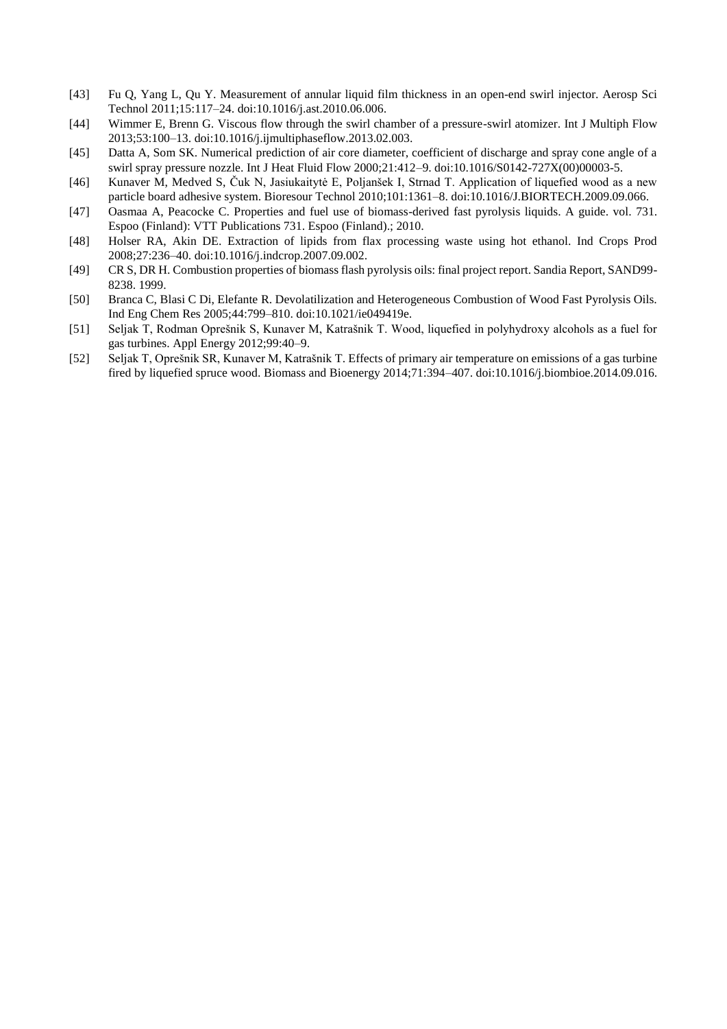[43] Fu Q, Yang L, Qu Y. Measurement of annular liquid film thickness in an open-end swirl injector. Aerosp Sci Technol 2011;15:117–24. doi:10.1016/j.ast.2010.06.006.

[44] Wimmer E, Brenn G. Viscous flow through the swirl chamber of a pressure-swirl atomizer. Int J Multiph Flow 2013;53:100–13. doi:10.1016/j.ijmultiphaseflow.2013.02.003.

[45] Datta A, Som SK. Numerical prediction of air core diameter, coefficient of discharge and spray cone angle of a swirl spray pressure nozzle. Int J Heat Fluid Flow 2000;21:412–9. doi:10.1016/S0142-727X(00)00003-5.

[46] Kunaver M, Medved S, Čuk N, Jasiukaitytė E, Poljanšek I, Strnad T. Application of liquefied wood as a new particle board adhesive system. Bioresour Technol 2010;101:1361–8. doi:10.1016/J.BIORTECH.2009.09.066.

[47] Oasmaa A, Peacocke C. Properties and fuel use of biomass-derived fast pyrolysis liquids. A guide. vol. 731. Espoo (Finland): VTT Publications 731. Espoo (Finland).; 2010.

[48] Holser RA, Akin DE. Extraction of lipids from flax processing waste using hot ethanol. Ind Crops Prod 2008;27:236–40. doi:10.1016/j.indcrop.2007.09.002.

[49] CR S, DR H. Combustion properties of biomass flash pyrolysis oils: final project report. Sandia Report, SAND99-8238. 1999.

[50] Branca C, Blasi C Di, Elefante R. Devolatilization and Heterogeneous Combustion of Wood Fast Pyrolysis Oils. Ind Eng Chem Res 2005;44:799–810. doi:10.1021/ie049419e.

[51] Seljak T, Rodman Oprešnik S, Kunaver M, Katrašnik T. Wood, liquefied in polyhydroxy alcohols as a fuel for gas turbines. Appl Energy 2012;99:40–9.

[52] Seljak T, Oprešnik SR, Kunaver M, Katrašnik T. Effects of primary air temperature on emissions of a gas turbine fired by liquefied spruce wood. Biomass and Bioenergy 2014;71:394–407. doi:10.1016/j.biombioe.2014.09.016.